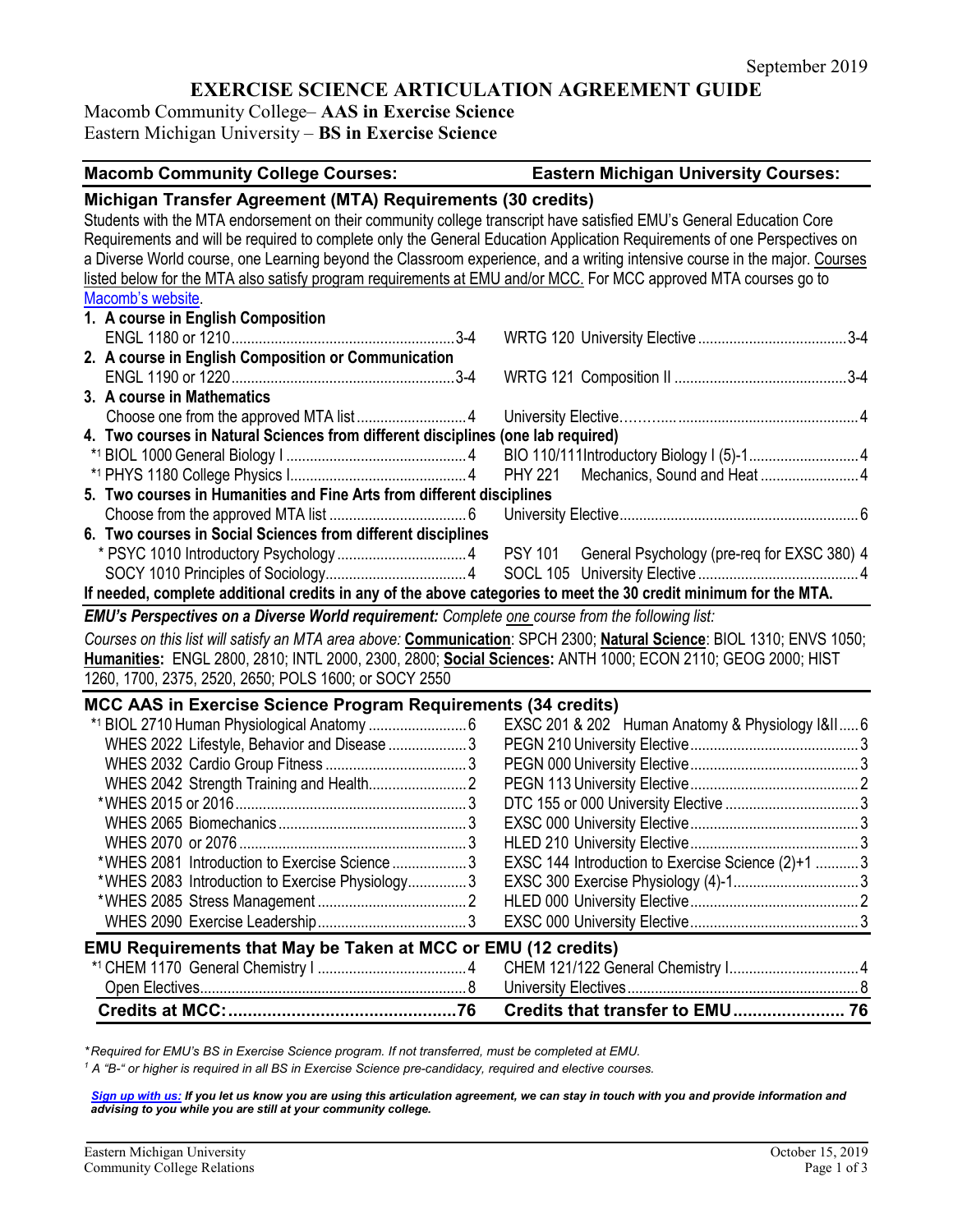September 2019

# EXERCISE SCIENCE ARTICULATION AGREEMENT GUIDE

Macomb Community College– **AAS in Exercise Science**
Eastern Michigan University – **BS in Exercise Science**

| **Macomb Community College Courses:** | | **Eastern Michigan University Courses:** | |
|---|---|---|---|
| **Michigan Transfer Agreement (MTA) Requirements (30 credits)** | | | |

Students with the MTA endorsement on their community college transcript have satisfied EMU's General Education Core Requirements and will be required to complete only the General Education Application Requirements of one Perspectives on a Diverse World course, one Learning beyond the Classroom experience, and a writing intensive course in the major. Courses listed below for the MTA also satisfy program requirements at EMU and/or MCC. For MCC approved MTA courses go to Macomb's website.

| Macomb Community College Courses | Credits | Eastern Michigan University Courses | Credits |
|---|---|---|---|
| **1. A course in English Composition** | | | |
| ENGL 1180 or 1210 | 3-4 | WRTG 120 University Elective | 3-4 |
| **2. A course in English Composition or Communication** | | | |
| ENGL 1190 or 1220 | 3-4 | WRTG 121 Composition II | 3-4 |
| **3. A course in Mathematics** | | | |
| Choose one from the approved MTA list | 4 | University Elective | 4 |
| **4. Two courses in Natural Sciences from different disciplines (one lab required)** | | | |
| *1 BIOL 1000 General Biology I | 4 | BIO 110/111Introductory Biology I (5)-1 | 4 |
| *1 PHYS 1180 College Physics I | 4 | PHY 221 Mechanics, Sound and Heat | 4 |
| **5. Two courses in Humanities and Fine Arts from different disciplines** | | | |
| Choose from the approved MTA list | 6 | University Elective | 6 |
| **6. Two courses in Social Sciences from different disciplines** | | | |
| * PSYC 1010 Introductory Psychology | 4 | PSY 101 General Psychology (pre-req for EXSC 380) | 4 |
| SOCY 1010 Principles of Sociology | 4 | SOCL 105 University Elective | 4 |

**If needed, complete additional credits in any of the above categories to meet the 30 credit minimum for the MTA.**

***EMU's Perspectives on a Diverse World requirement:*** *Complete one course from the following list:*

*Courses on this list will satisfy an MTA area above:* **Communication**: SPCH 2300; **Natural Science**: BIOL 1310; ENVS 1050; **Humanities:** ENGL 2800, 2810; INTL 2000, 2300, 2800; **Social Sciences:** ANTH 1000; ECON 2110; GEOG 2000; HIST 1260, 1700, 2375, 2520, 2650; POLS 1600; or SOCY 2550

| **MCC AAS in Exercise Science Program Requirements (34 credits)** | | | |
|---|---|---|---|
| *1 BIOL 2710 Human Physiological Anatomy | 6 | EXSC 201 & 202 Human Anatomy & Physiology I&II | 6 |
| WHES 2022 Lifestyle, Behavior and Disease | 3 | PEGN 210 University Elective | 3 |
| WHES 2032 Cardio Group Fitness | 3 | PEGN 000 University Elective | 3 |
| WHES 2042 Strength Training and Health | 2 | PEGN 113 University Elective | 2 |
| *WHES 2015 or 2016 | 3 | DTC 155 or 000 University Elective | 3 |
| WHES 2065 Biomechanics | 3 | EXSC 000 University Elective | 3 |
| WHES 2070 or 2076 | 3 | HLED 210 University Elective | 3 |
| *WHES 2081 Introduction to Exercise Science | 3 | EXSC 144 Introduction to Exercise Science (2)+1 | 3 |
| *WHES 2083 Introduction to Exercise Physiology | 3 | EXSC 300 Exercise Physiology (4)-1 | 3 |
| *WHES 2085 Stress Management | 2 | HLED 000 University Elective | 2 |
| WHES 2090 Exercise Leadership | 3 | EXSC 000 University Elective | 3 |
| **EMU Requirements that May be Taken at MCC or EMU (12 credits)** | | | |
| *1 CHEM 1170 General Chemistry I | 4 | CHEM 121/122 General Chemistry I | 4 |
| Open Electives | 8 | University Electives | 8 |
| **Credits at MCC:** | **76** | **Credits that transfer to EMU** | **76** |

*\*Required for EMU's BS in Exercise Science program. If not transferred, must be completed at EMU.*
*1 A "B-" or higher is required in all BS in Exercise Science pre-candidacy, required and elective courses.*

***Sign up with us:*** ***If you let us know you are using this articulation agreement, we can stay in touch with you and provide information and advising to you while you are still at your community college.***

Eastern Michigan University
Community College Relations

October 15, 2019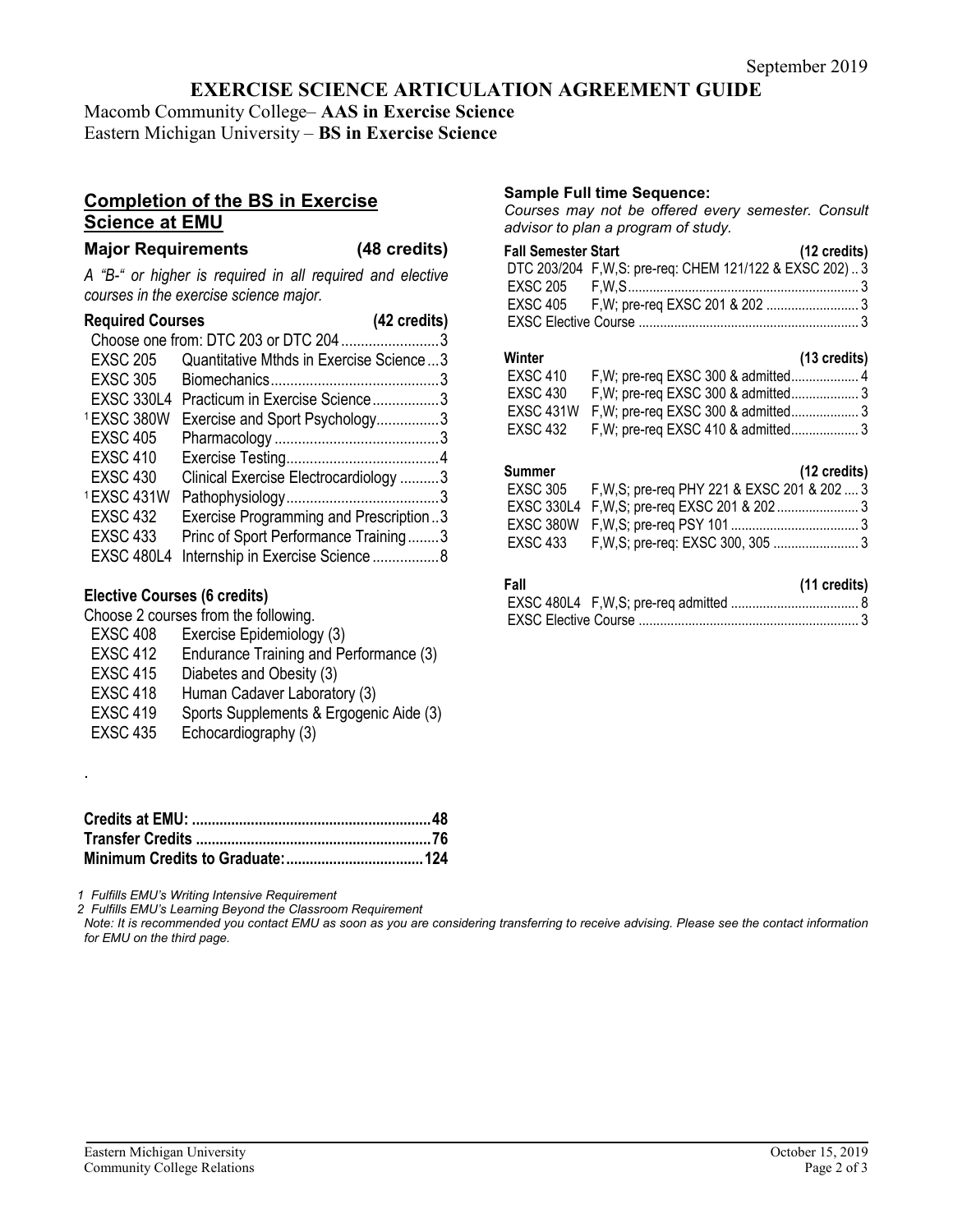September 2019

# EXERCISE SCIENCE ARTICULATION AGREEMENT GUIDE

Macomb Community College– **AAS in Exercise Science**
Eastern Michigan University – **BS in Exercise Science**

## Completion of the BS in Exercise Science at EMU

### Major Requirements (48 credits)

*A "B-" or higher is required in all required and elective courses in the exercise science major.*

**Required Courses (42 credits)**

| Course | Title | Credits |
|---|---|---|
| Choose one from: DTC 203 or DTC 204 | | 3 |
| EXSC 205 | Quantitative Mthds in Exercise Science | 3 |
| EXSC 305 | Biomechanics | 3 |
| EXSC 330L4 | Practicum in Exercise Science | 3 |
| [1]EXSC 380W | Exercise and Sport Psychology | 3 |
| EXSC 405 | Pharmacology | 3 |
| EXSC 410 | Exercise Testing | 4 |
| EXSC 430 | Clinical Exercise Electrocardiology | 3 |
| [1]EXSC 431W | Pathophysiology | 3 |
| EXSC 432 | Exercise Programming and Prescription | 3 |
| EXSC 433 | Princ of Sport Performance Training | 3 |
| EXSC 480L4 | Internship in Exercise Science | 8 |

**Elective Courses (6 credits)**

Choose 2 courses from the following.

- EXSC 408 Exercise Epidemiology (3)
- EXSC 412 Endurance Training and Performance (3)
- EXSC 415 Diabetes and Obesity (3)
- EXSC 418 Human Cadaver Laboratory (3)
- EXSC 419 Sports Supplements & Ergogenic Aide (3)
- EXSC 435 Echocardiography (3)

.

| | |
|---|---|
| **Credits at EMU:** | **48** |
| **Transfer Credits** | **76** |
| **Minimum Credits to Graduate:** | **124** |

### Sample Full time Sequence:

*Courses may not be offered every semester. Consult advisor to plan a program of study.*

| **Fall Semester Start** | | **(12 credits)** |
|---|---|---|
| DTC 203/204 | F,W,S: pre-req: CHEM 121/122 & EXSC 202) | 3 |
| EXSC 205 | F,W,S | 3 |
| EXSC 405 | F,W; pre-req EXSC 201 & 202 | 3 |
| EXSC Elective Course | | 3 |

| **Winter** | | **(13 credits)** |
|---|---|---|
| EXSC 410 | F,W; pre-req EXSC 300 & admitted | 4 |
| EXSC 430 | F,W; pre-req EXSC 300 & admitted | 3 |
| EXSC 431W | F,W; pre-req EXSC 300 & admitted | 3 |
| EXSC 432 | F,W; pre-req EXSC 410 & admitted | 3 |

| **Summer** | | **(12 credits)** |
|---|---|---|
| EXSC 305 | F,W,S; pre-req PHY 221 & EXSC 201 & 202 | 3 |
| EXSC 330L4 | F,W,S; pre-req EXSC 201 & 202 | 3 |
| EXSC 380W | F,W,S; pre-req PSY 101 | 3 |
| EXSC 433 | F,W,S; pre-req: EXSC 300, 305 | 3 |

| **Fall** | | **(11 credits)** |
|---|---|---|
| EXSC 480L4 | F,W,S; pre-req admitted | 8 |
| EXSC Elective Course | | 3 |

*1 Fulfills EMU's Writing Intensive Requirement*
*2 Fulfills EMU's Learning Beyond the Classroom Requirement*
*Note: It is recommended you contact EMU as soon as you are considering transferring to receive advising. Please see the contact information for EMU on the third page.*

Eastern Michigan University
Community College Relations

October 15, 2019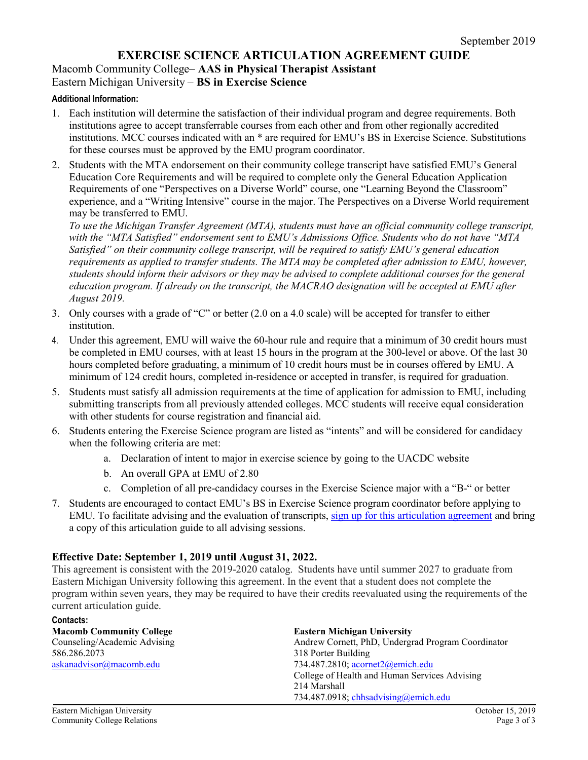September 2019

# EXERCISE SCIENCE ARTICULATION AGREEMENT GUIDE

Macomb Community College– **AAS in Physical Therapist Assistant**
Eastern Michigan University – **BS in Exercise Science**

**Additional Information:**

1. Each institution will determine the satisfaction of their individual program and degree requirements. Both institutions agree to accept transferrable courses from each other and from other regionally accredited institutions. MCC courses indicated with an * are required for EMU's BS in Exercise Science. Substitutions for these courses must be approved by the EMU program coordinator.
2. Students with the MTA endorsement on their community college transcript have satisfied EMU's General Education Core Requirements and will be required to complete only the General Education Application Requirements of one "Perspectives on a Diverse World" course, one "Learning Beyond the Classroom" experience, and a "Writing Intensive" course in the major. The Perspectives on a Diverse World requirement may be transferred to EMU.
*To use the Michigan Transfer Agreement (MTA), students must have an official community college transcript, with the "MTA Satisfied" endorsement sent to EMU's Admissions Office. Students who do not have "MTA Satisfied" on their community college transcript, will be required to satisfy EMU's general education requirements as applied to transfer students. The MTA may be completed after admission to EMU, however, students should inform their advisors or they may be advised to complete additional courses for the general education program. If already on the transcript, the MACRAO designation will be accepted at EMU after August 2019.*
3. Only courses with a grade of "C" or better (2.0 on a 4.0 scale) will be accepted for transfer to either institution.
4. Under this agreement, EMU will waive the 60-hour rule and require that a minimum of 30 credit hours must be completed in EMU courses, with at least 15 hours in the program at the 300-level or above. Of the last 30 hours completed before graduating, a minimum of 10 credit hours must be in courses offered by EMU. A minimum of 124 credit hours, completed in-residence or accepted in transfer, is required for graduation.
5. Students must satisfy all admission requirements at the time of application for admission to EMU, including submitting transcripts from all previously attended colleges. MCC students will receive equal consideration with other students for course registration and financial aid.
6. Students entering the Exercise Science program are listed as "intents" and will be considered for candidacy when the following criteria are met:
   a. Declaration of intent to major in exercise science by going to the UACDC website
   b. An overall GPA at EMU of 2.80
   c. Completion of all pre-candidacy courses in the Exercise Science major with a "B-" or better
7. Students are encouraged to contact EMU's BS in Exercise Science program coordinator before applying to EMU. To facilitate advising and the evaluation of transcripts, sign up for this articulation agreement and bring a copy of this articulation guide to all advising sessions.

### Effective Date: September 1, 2019 until August 31, 2022.

This agreement is consistent with the 2019-2020 catalog. Students have until summer 2027 to graduate from Eastern Michigan University following this agreement. In the event that a student does not complete the program within seven years, they may be required to have their credits reevaluated using the requirements of the current articulation guide.

**Contacts:**

**Macomb Community College**
Counseling/Academic Advising
586.286.2073
askanadvisor@macomb.edu

**Eastern Michigan University**
Andrew Cornett, PhD, Undergrad Program Coordinator
318 Porter Building
734.487.2810; acornet2@emich.edu
College of Health and Human Services Advising
214 Marshall
734.487.0918; chhsadvising@emich.edu

Eastern Michigan University
Community College Relations

October 15, 2019